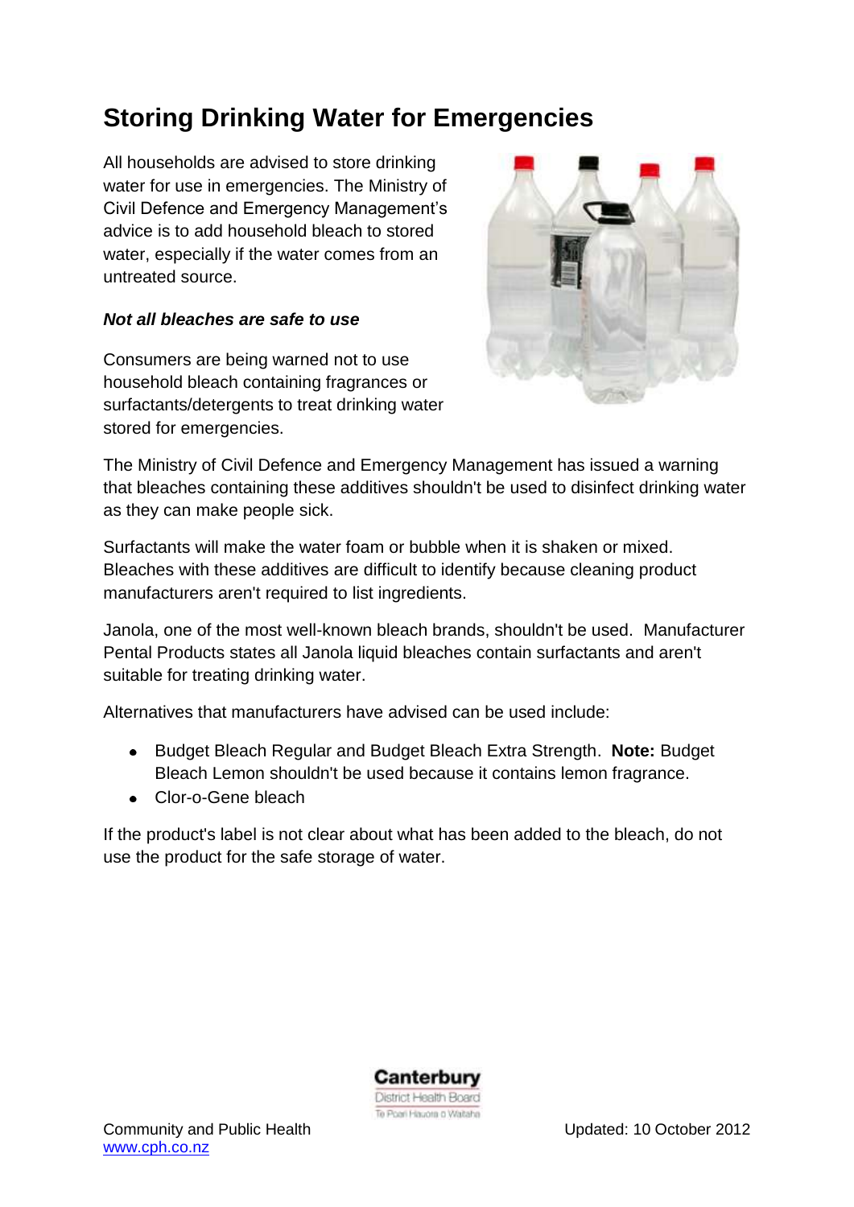# Storing Drinking Water for Emergencies

All households are advised to store drinking water for use in emergencies. The Ministry of Civil Defence and Emergency Management's advice is to add household bleach to stored water, especially if the water comes from an untreated source.

***Not all bleaches are safe to use***

Consumers are being warned not to use household bleach containing fragrances or surfactants/detergents to treat drinking water stored for emergencies.

The Ministry of Civil Defence and Emergency Management has issued a warning that bleaches containing these additives shouldn't be used to disinfect drinking water as they can make people sick.

Surfactants will make the water foam or bubble when it is shaken or mixed. Bleaches with these additives are difficult to identify because cleaning product manufacturers aren't required to list ingredients.

Janola, one of the most well-known bleach brands, shouldn't be used. Manufacturer Pental Products states all Janola liquid bleaches contain surfactants and aren't suitable for treating drinking water.

Alternatives that manufacturers have advised can be used include:

- Budget Bleach Regular and Budget Bleach Extra Strength. **Note:** Budget Bleach Lemon shouldn't be used because it contains lemon fragrance.
- Clor-o-Gene bleach

If the product's label is not clear about what has been added to the bleach, do not use the product for the safe storage of water.

Canterbury District Health Board
Te Poari Hauora o Waitaha

Community and Public Health
www.cph.co.nz

Updated: 10 October 2012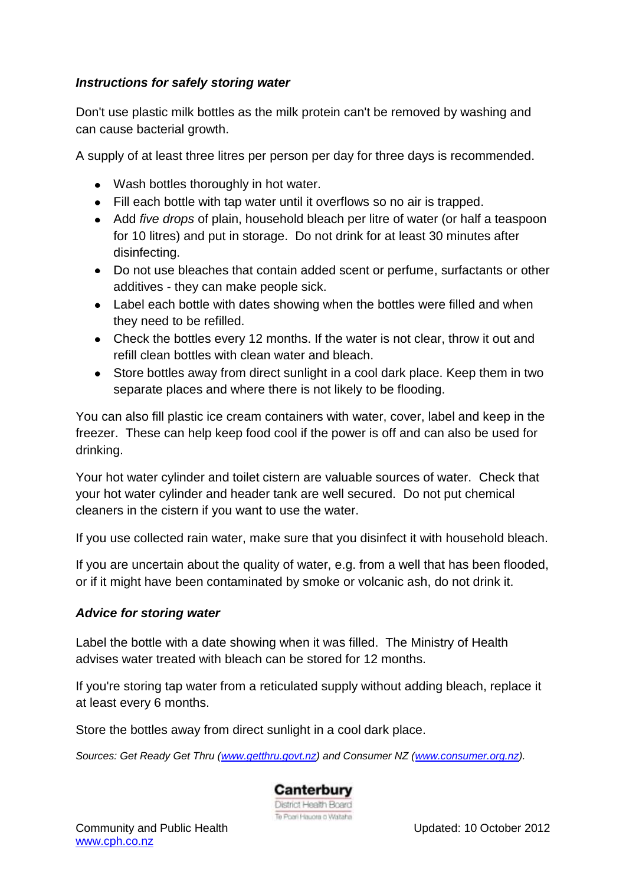***Instructions for safely storing water***

Don't use plastic milk bottles as the milk protein can't be removed by washing and can cause bacterial growth.

A supply of at least three litres per person per day for three days is recommended.

- Wash bottles thoroughly in hot water.
- Fill each bottle with tap water until it overflows so no air is trapped.
- Add *five drops* of plain, household bleach per litre of water (or half a teaspoon for 10 litres) and put in storage. Do not drink for at least 30 minutes after disinfecting.
- Do not use bleaches that contain added scent or perfume, surfactants or other additives - they can make people sick.
- Label each bottle with dates showing when the bottles were filled and when they need to be refilled.
- Check the bottles every 12 months. If the water is not clear, throw it out and refill clean bottles with clean water and bleach.
- Store bottles away from direct sunlight in a cool dark place. Keep them in two separate places and where there is not likely to be flooding.

You can also fill plastic ice cream containers with water, cover, label and keep in the freezer. These can help keep food cool if the power is off and can also be used for drinking.

Your hot water cylinder and toilet cistern are valuable sources of water. Check that your hot water cylinder and header tank are well secured. Do not put chemical cleaners in the cistern if you want to use the water.

If you use collected rain water, make sure that you disinfect it with household bleach.

If you are uncertain about the quality of water, e.g. from a well that has been flooded, or if it might have been contaminated by smoke or volcanic ash, do not drink it.

***Advice for storing water***

Label the bottle with a date showing when it was filled. The Ministry of Health advises water treated with bleach can be stored for 12 months.

If you're storing tap water from a reticulated supply without adding bleach, replace it at least every 6 months.

Store the bottles away from direct sunlight in a cool dark place.

*Sources: Get Ready Get Thru ([www.getthru.govt.nz](www.getthru.govt.nz)) and Consumer NZ ([www.consumer.org.nz](www.consumer.org.nz)).*

Canterbury District Health Board
Te Poari Hauora o Waitaha

Community and Public Health
[www.cph.co.nz](www.cph.co.nz)

Updated: 10 October 2012